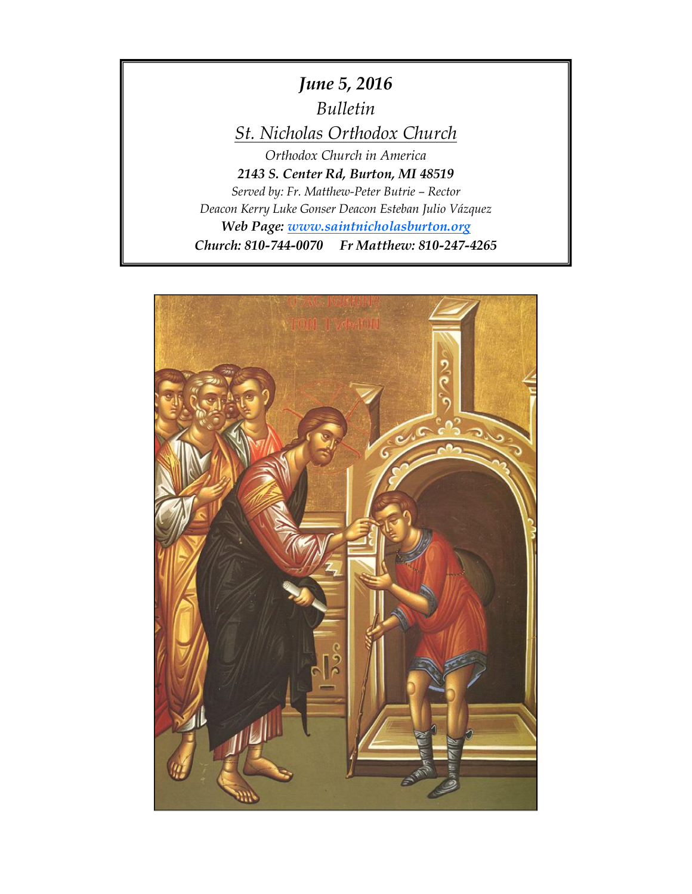***June 5, 2016***

*Bulletin*

*St. Nicholas Orthodox Church*

*Orthodox Church in America*

***2143 S. Center Rd, Burton, MI 48519***

*Served by: Fr. Matthew-Peter Butrie – Rector*

*Deacon Kerry Luke Gonser Deacon Esteban Julio Vázquez*

***Web Page: www.saintnicholasburton.org***

***Church: 810-744-0070 Fr Matthew: 810-247-4265***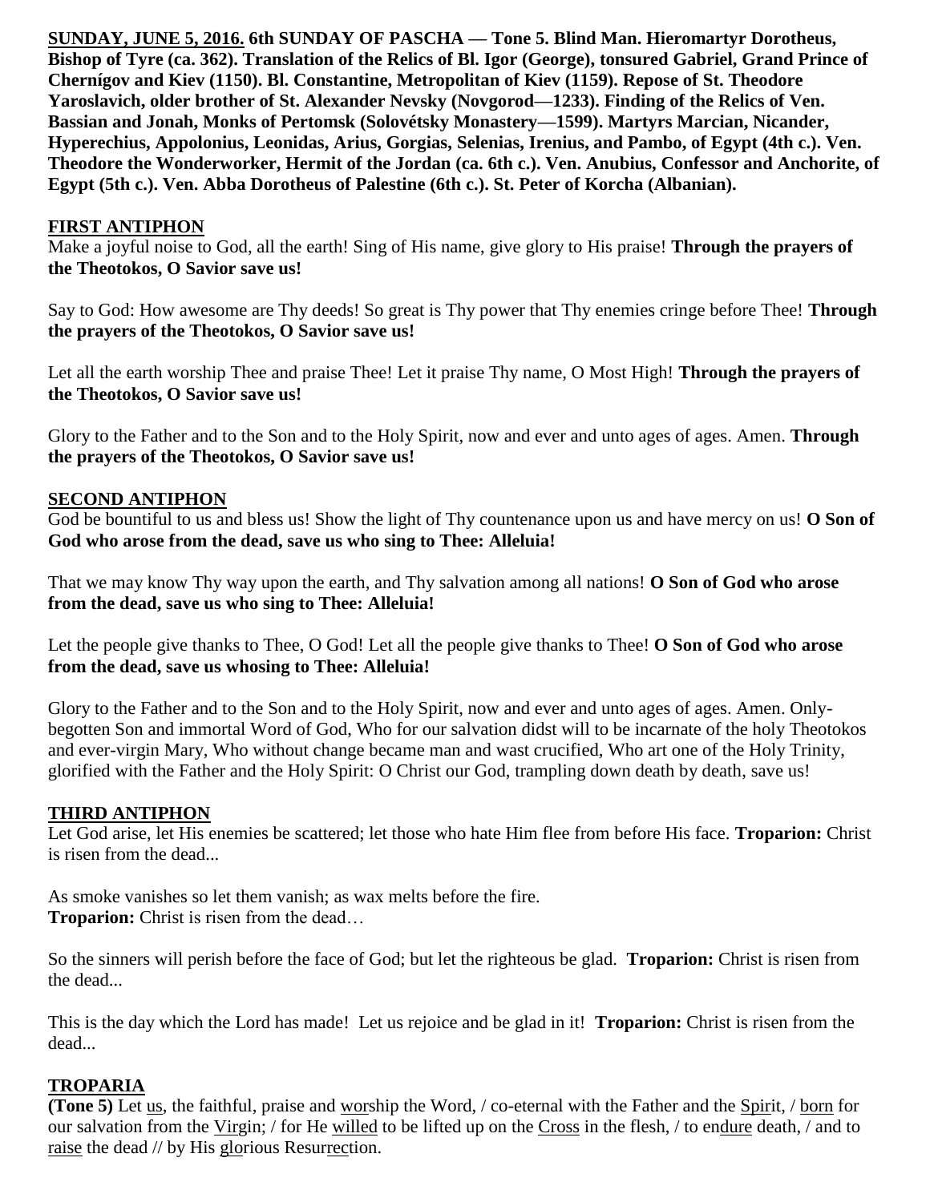**SUNDAY, JUNE 5, 2016. 6th SUNDAY OF PASCHA — Tone 5. Blind Man. Hieromartyr Dorotheus, Bishop of Tyre (ca. 362). Translation of the Relics of Bl. Igor (George), tonsured Gabriel, Grand Prince of Chernígov and Kiev (1150). Bl. Constantine, Metropolitan of Kiev (1159). Repose of St. Theodore Yaroslavich, older brother of St. Alexander Nevsky (Novgorod—1233). Finding of the Relics of Ven. Bassian and Jonah, Monks of Pertomsk (Solovétsky Monastery—1599). Martyrs Marcian, Nicander, Hyperechius, Appolonius, Leonidas, Arius, Gorgias, Selenias, Irenius, and Pambo, of Egypt (4th c.). Ven. Theodore the Wonderworker, Hermit of the Jordan (ca. 6th c.). Ven. Anubius, Confessor and Anchorite, of Egypt (5th c.). Ven. Abba Dorotheus of Palestine (6th c.). St. Peter of Korcha (Albanian).**

## FIRST ANTIPHON

Make a joyful noise to God, all the earth! Sing of His name, give glory to His praise! **Through the prayers of the Theotokos, O Savior save us!**

Say to God: How awesome are Thy deeds! So great is Thy power that Thy enemies cringe before Thee! **Through the prayers of the Theotokos, O Savior save us!**

Let all the earth worship Thee and praise Thee! Let it praise Thy name, O Most High! **Through the prayers of the Theotokos, O Savior save us!**

Glory to the Father and to the Son and to the Holy Spirit, now and ever and unto ages of ages. Amen. **Through the prayers of the Theotokos, O Savior save us!**

## SECOND ANTIPHON

God be bountiful to us and bless us! Show the light of Thy countenance upon us and have mercy on us! **O Son of God who arose from the dead, save us who sing to Thee: Alleluia!**

That we may know Thy way upon the earth, and Thy salvation among all nations! **O Son of God who arose from the dead, save us who sing to Thee: Alleluia!**

Let the people give thanks to Thee, O God! Let all the people give thanks to Thee! **O Son of God who arose from the dead, save us whosing to Thee: Alleluia!**

Glory to the Father and to the Son and to the Holy Spirit, now and ever and unto ages of ages. Amen. Only-begotten Son and immortal Word of God, Who for our salvation didst will to be incarnate of the holy Theotokos and ever-virgin Mary, Who without change became man and wast crucified, Who art one of the Holy Trinity, glorified with the Father and the Holy Spirit: O Christ our God, trampling down death by death, save us!

## THIRD ANTIPHON

Let God arise, let His enemies be scattered; let those who hate Him flee from before His face. **Troparion:** Christ is risen from the dead...

As smoke vanishes so let them vanish; as wax melts before the fire.
**Troparion:** Christ is risen from the dead…

So the sinners will perish before the face of God; but let the righteous be glad. **Troparion:** Christ is risen from the dead...

This is the day which the Lord has made! Let us rejoice and be glad in it! **Troparion:** Christ is risen from the dead...

## TROPARIA

**(Tone 5)** Let us, the faithful, praise and worship the Word, / co-eternal with the Father and the Spirit, / born for our salvation from the Virgin; / for He willed to be lifted up on the Cross in the flesh, / to endure death, / and to raise the dead // by His glorious Resurrection.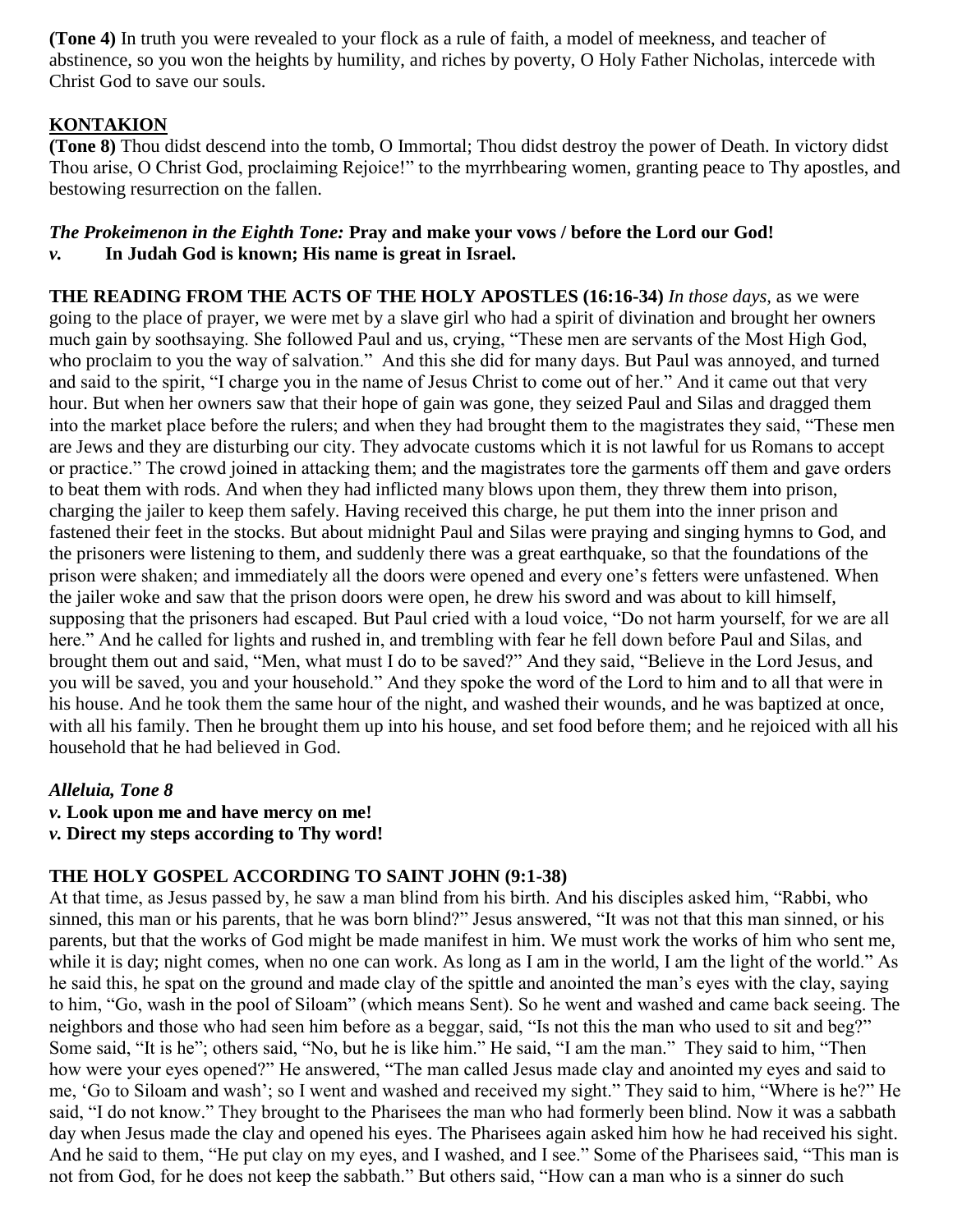**(Tone 4)** In truth you were revealed to your flock as a rule of faith, a model of meekness, and teacher of abstinence, so you won the heights by humility, and riches by poverty, O Holy Father Nicholas, intercede with Christ God to save our souls.

## KONTAKION

**(Tone 8)** Thou didst descend into the tomb, O Immortal; Thou didst destroy the power of Death. In victory didst Thou arise, O Christ God, proclaiming Rejoice!" to the myrrhbearing women, granting peace to Thy apostles, and bestowing resurrection on the fallen.

***The Prokeimenon in the Eighth Tone:*** **Pray and make your vows / before the Lord our God!**
***v.*** **In Judah God is known; His name is great in Israel.**

**THE READING FROM THE ACTS OF THE HOLY APOSTLES (16:16-34)** *In those days,* as we were going to the place of prayer, we were met by a slave girl who had a spirit of divination and brought her owners much gain by soothsaying. She followed Paul and us, crying, "These men are servants of the Most High God, who proclaim to you the way of salvation." And this she did for many days. But Paul was annoyed, and turned and said to the spirit, "I charge you in the name of Jesus Christ to come out of her." And it came out that very hour. But when her owners saw that their hope of gain was gone, they seized Paul and Silas and dragged them into the market place before the rulers; and when they had brought them to the magistrates they said, "These men are Jews and they are disturbing our city. They advocate customs which it is not lawful for us Romans to accept or practice." The crowd joined in attacking them; and the magistrates tore the garments off them and gave orders to beat them with rods. And when they had inflicted many blows upon them, they threw them into prison, charging the jailer to keep them safely. Having received this charge, he put them into the inner prison and fastened their feet in the stocks. But about midnight Paul and Silas were praying and singing hymns to God, and the prisoners were listening to them, and suddenly there was a great earthquake, so that the foundations of the prison were shaken; and immediately all the doors were opened and every one's fetters were unfastened. When the jailer woke and saw that the prison doors were open, he drew his sword and was about to kill himself, supposing that the prisoners had escaped. But Paul cried with a loud voice, "Do not harm yourself, for we are all here." And he called for lights and rushed in, and trembling with fear he fell down before Paul and Silas, and brought them out and said, "Men, what must I do to be saved?" And they said, "Believe in the Lord Jesus, and you will be saved, you and your household." And they spoke the word of the Lord to him and to all that were in his house. And he took them the same hour of the night, and washed their wounds, and he was baptized at once, with all his family. Then he brought them up into his house, and set food before them; and he rejoiced with all his household that he had believed in God.

***Alleluia, Tone 8***
***v.*** **Look upon me and have mercy on me!**
***v.*** **Direct my steps according to Thy word!**

**THE HOLY GOSPEL ACCORDING TO SAINT JOHN (9:1-38)**
At that time, as Jesus passed by, he saw a man blind from his birth. And his disciples asked him, "Rabbi, who sinned, this man or his parents, that he was born blind?" Jesus answered, "It was not that this man sinned, or his parents, but that the works of God might be made manifest in him. We must work the works of him who sent me, while it is day; night comes, when no one can work. As long as I am in the world, I am the light of the world." As he said this, he spat on the ground and made clay of the spittle and anointed the man's eyes with the clay, saying to him, "Go, wash in the pool of Siloam" (which means Sent). So he went and washed and came back seeing. The neighbors and those who had seen him before as a beggar, said, "Is not this the man who used to sit and beg?" Some said, "It is he"; others said, "No, but he is like him." He said, "I am the man." They said to him, "Then how were your eyes opened?" He answered, "The man called Jesus made clay and anointed my eyes and said to me, 'Go to Siloam and wash'; so I went and washed and received my sight." They said to him, "Where is he?" He said, "I do not know." They brought to the Pharisees the man who had formerly been blind. Now it was a sabbath day when Jesus made the clay and opened his eyes. The Pharisees again asked him how he had received his sight. And he said to them, "He put clay on my eyes, and I washed, and I see." Some of the Pharisees said, "This man is not from God, for he does not keep the sabbath." But others said, "How can a man who is a sinner do such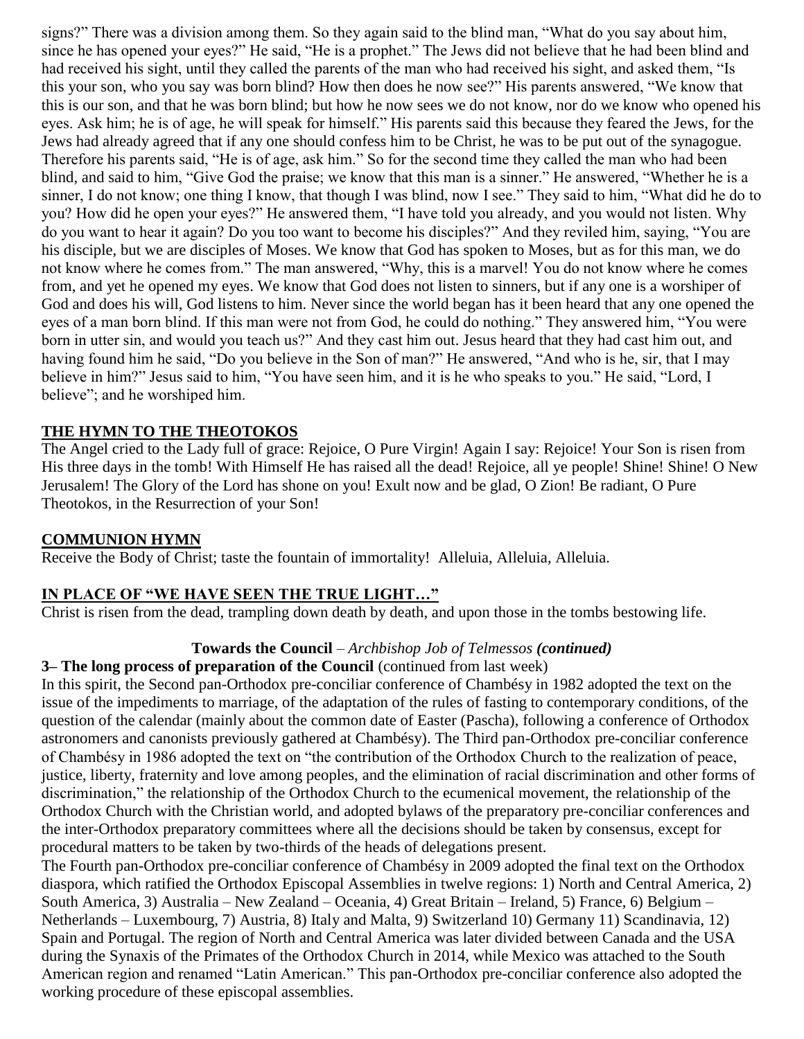signs?" There was a division among them. So they again said to the blind man, "What do you say about him, since he has opened your eyes?" He said, "He is a prophet." The Jews did not believe that he had been blind and had received his sight, until they called the parents of the man who had received his sight, and asked them, "Is this your son, who you say was born blind? How then does he now see?" His parents answered, "We know that this is our son, and that he was born blind; but how he now sees we do not know, nor do we know who opened his eyes. Ask him; he is of age, he will speak for himself." His parents said this because they feared the Jews, for the Jews had already agreed that if any one should confess him to be Christ, he was to be put out of the synagogue. Therefore his parents said, "He is of age, ask him." So for the second time they called the man who had been blind, and said to him, "Give God the praise; we know that this man is a sinner." He answered, "Whether he is a sinner, I do not know; one thing I know, that though I was blind, now I see." They said to him, "What did he do to you? How did he open your eyes?" He answered them, "I have told you already, and you would not listen. Why do you want to hear it again? Do you too want to become his disciples?" And they reviled him, saying, "You are his disciple, but we are disciples of Moses. We know that God has spoken to Moses, but as for this man, we do not know where he comes from." The man answered, "Why, this is a marvel! You do not know where he comes from, and yet he opened my eyes. We know that God does not listen to sinners, but if any one is a worshiper of God and does his will, God listens to him. Never since the world began has it been heard that any one opened the eyes of a man born blind. If this man were not from God, he could do nothing." They answered him, "You were born in utter sin, and would you teach us?" And they cast him out. Jesus heard that they had cast him out, and having found him he said, "Do you believe in the Son of man?" He answered, "And who is he, sir, that I may believe in him?" Jesus said to him, "You have seen him, and it is he who speaks to you." He said, "Lord, I believe"; and he worshiped him.

## THE HYMN TO THE THEOTOKOS

The Angel cried to the Lady full of grace: Rejoice, O Pure Virgin! Again I say: Rejoice! Your Son is risen from His three days in the tomb! With Himself He has raised all the dead! Rejoice, all ye people! Shine! Shine! O New Jerusalem! The Glory of the Lord has shone on you! Exult now and be glad, O Zion! Be radiant, O Pure Theotokos, in the Resurrection of your Son!

## COMMUNION HYMN

Receive the Body of Christ; taste the fountain of immortality! Alleluia, Alleluia, Alleluia.

## IN PLACE OF "WE HAVE SEEN THE TRUE LIGHT…"

Christ is risen from the dead, trampling down death by death, and upon those in the tombs bestowing life.

### Towards the Council – *Archbishop Job of Telmessos* ***(continued)***

**3– The long process of preparation of the Council** (continued from last week)

In this spirit, the Second pan-Orthodox pre-conciliar conference of Chambésy in 1982 adopted the text on the issue of the impediments to marriage, of the adaptation of the rules of fasting to contemporary conditions, of the question of the calendar (mainly about the common date of Easter (Pascha), following a conference of Orthodox astronomers and canonists previously gathered at Chambésy). The Third pan-Orthodox pre-conciliar conference of Chambésy in 1986 adopted the text on "the contribution of the Orthodox Church to the realization of peace, justice, liberty, fraternity and love among peoples, and the elimination of racial discrimination and other forms of discrimination," the relationship of the Orthodox Church to the ecumenical movement, the relationship of the Orthodox Church with the Christian world, and adopted bylaws of the preparatory pre-conciliar conferences and the inter-Orthodox preparatory committees where all the decisions should be taken by consensus, except for procedural matters to be taken by two-thirds of the heads of delegations present.

The Fourth pan-Orthodox pre-conciliar conference of Chambésy in 2009 adopted the final text on the Orthodox diaspora, which ratified the Orthodox Episcopal Assemblies in twelve regions: 1) North and Central America, 2) South America, 3) Australia – New Zealand – Oceania, 4) Great Britain – Ireland, 5) France, 6) Belgium – Netherlands – Luxembourg, 7) Austria, 8) Italy and Malta, 9) Switzerland 10) Germany 11) Scandinavia, 12) Spain and Portugal. The region of North and Central America was later divided between Canada and the USA during the Synaxis of the Primates of the Orthodox Church in 2014, while Mexico was attached to the South American region and renamed "Latin American." This pan-Orthodox pre-conciliar conference also adopted the working procedure of these episcopal assemblies.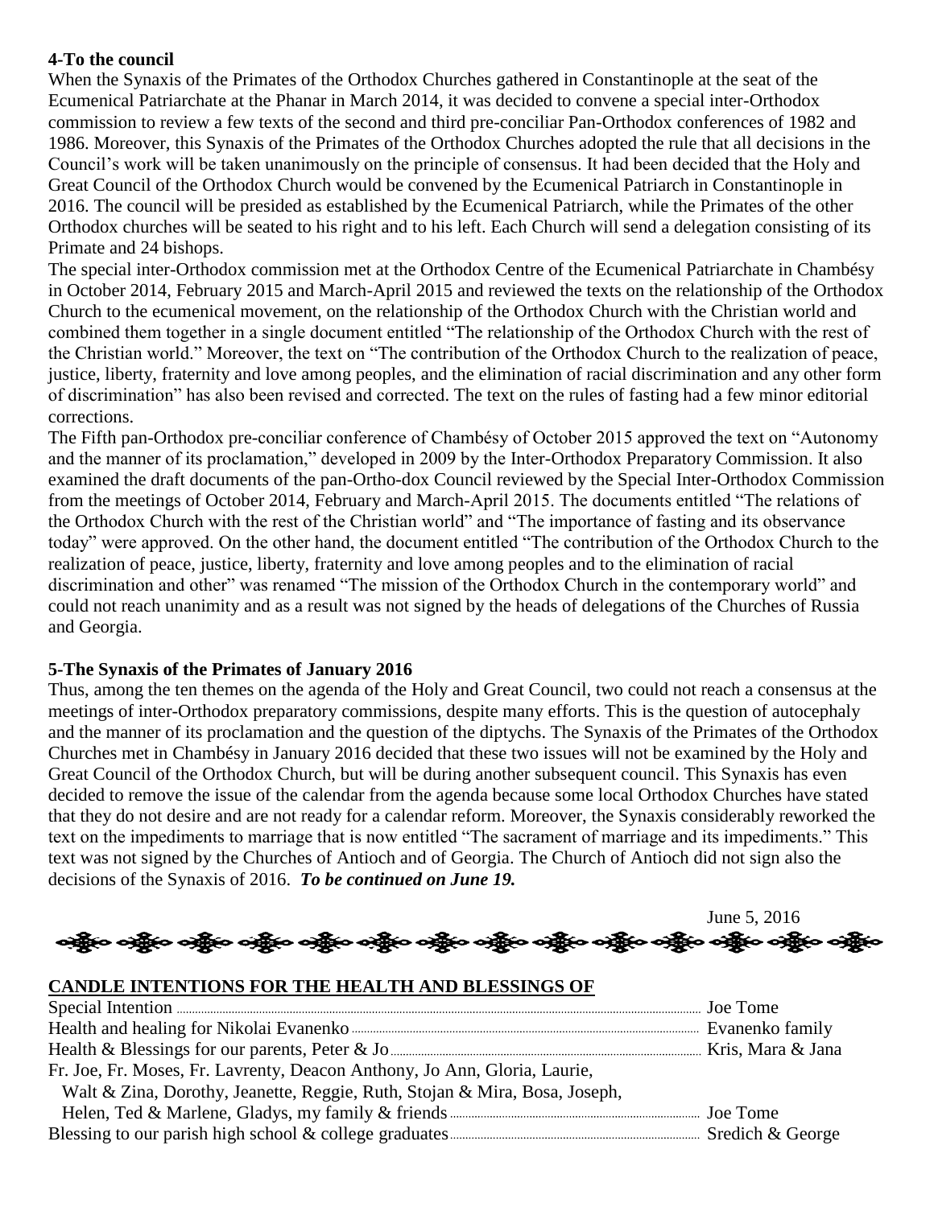**4-To the council**

When the Synaxis of the Primates of the Orthodox Churches gathered in Constantinople at the seat of the Ecumenical Patriarchate at the Phanar in March 2014, it was decided to convene a special inter-Orthodox commission to review a few texts of the second and third pre-conciliar Pan-Orthodox conferences of 1982 and 1986. Moreover, this Synaxis of the Primates of the Orthodox Churches adopted the rule that all decisions in the Council's work will be taken unanimously on the principle of consensus. It had been decided that the Holy and Great Council of the Orthodox Church would be convened by the Ecumenical Patriarch in Constantinople in 2016. The council will be presided as established by the Ecumenical Patriarch, while the Primates of the other Orthodox churches will be seated to his right and to his left. Each Church will send a delegation consisting of its Primate and 24 bishops.

The special inter-Orthodox commission met at the Orthodox Centre of the Ecumenical Patriarchate in Chambésy in October 2014, February 2015 and March-April 2015 and reviewed the texts on the relationship of the Orthodox Church to the ecumenical movement, on the relationship of the Orthodox Church with the Christian world and combined them together in a single document entitled "The relationship of the Orthodox Church with the rest of the Christian world." Moreover, the text on "The contribution of the Orthodox Church to the realization of peace, justice, liberty, fraternity and love among peoples, and the elimination of racial discrimination and any other form of discrimination" has also been revised and corrected. The text on the rules of fasting had a few minor editorial corrections.

The Fifth pan-Orthodox pre-conciliar conference of Chambésy of October 2015 approved the text on "Autonomy and the manner of its proclamation," developed in 2009 by the Inter-Orthodox Preparatory Commission. It also examined the draft documents of the pan-Ortho-dox Council reviewed by the Special Inter-Orthodox Commission from the meetings of October 2014, February and March-April 2015. The documents entitled "The relations of the Orthodox Church with the rest of the Christian world" and "The importance of fasting and its observance today" were approved. On the other hand, the document entitled "The contribution of the Orthodox Church to the realization of peace, justice, liberty, fraternity and love among peoples and to the elimination of racial discrimination and other" was renamed "The mission of the Orthodox Church in the contemporary world" and could not reach unanimity and as a result was not signed by the heads of delegations of the Churches of Russia and Georgia.

**5-The Synaxis of the Primates of January 2016**

Thus, among the ten themes on the agenda of the Holy and Great Council, two could not reach a consensus at the meetings of inter-Orthodox preparatory commissions, despite many efforts. This is the question of autocephaly and the manner of its proclamation and the question of the diptychs. The Synaxis of the Primates of the Orthodox Churches met in Chambésy in January 2016 decided that these two issues will not be examined by the Holy and Great Council of the Orthodox Church, but will be during another subsequent council. This Synaxis has even decided to remove the issue of the calendar from the agenda because some local Orthodox Churches have stated that they do not desire and are not ready for a calendar reform. Moreover, the Synaxis considerably reworked the text on the impediments to marriage that is now entitled "The sacrament of marriage and its impediments." This text was not signed by the Churches of Antioch and of Georgia. The Church of Antioch did not sign also the decisions of the Synaxis of 2016. ***To be continued on June 19.***

June 5, 2016

**CANDLE INTENTIONS FOR THE HEALTH AND BLESSINGS OF**

| | |
|---|---|
| Special Intention | Joe Tome |
| Health and healing for Nikolai Evanenko | Evanenko family |
| Health & Blessings for our parents, Peter & Jo | Kris, Mara & Jana |
| Fr. Joe, Fr. Moses, Fr. Lavrenty, Deacon Anthony, Jo Ann, Gloria, Laurie, Walt & Zina, Dorothy, Jeanette, Reggie, Ruth, Stojan & Mira, Bosa, Joseph, Helen, Ted & Marlene, Gladys, my family & friends | Joe Tome |
| Blessing to our parish high school & college graduates | Sredich & George |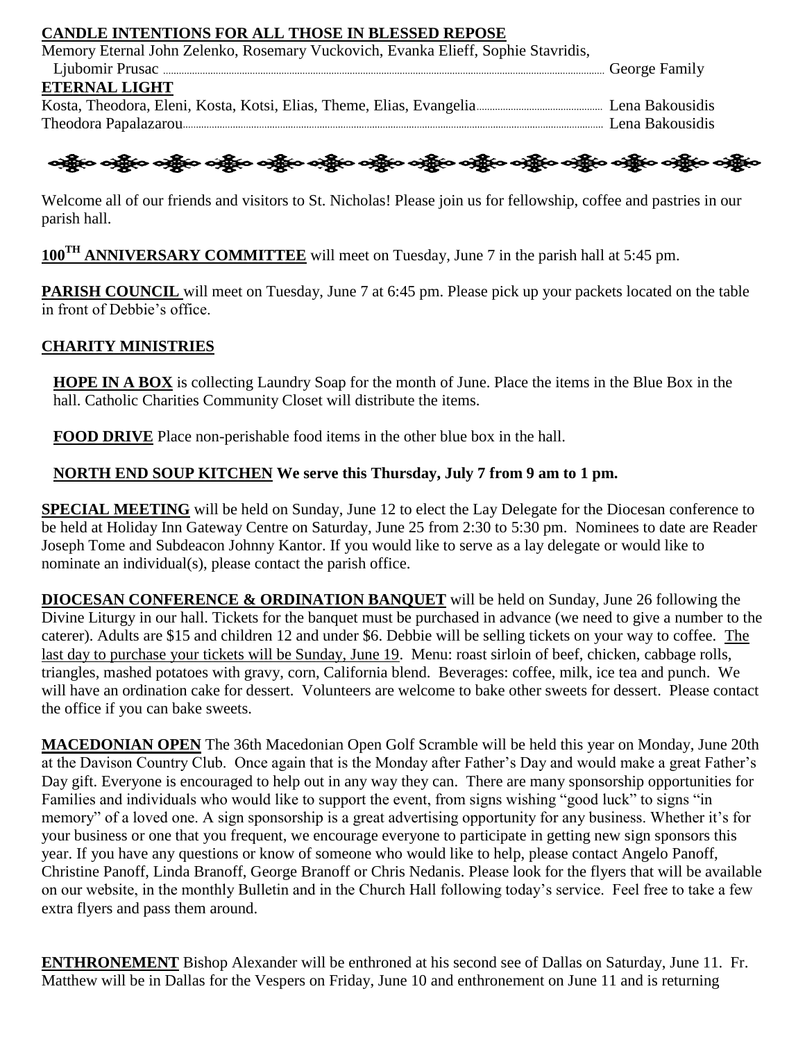**CANDLE INTENTIONS FOR ALL THOSE IN BLESSED REPOSE**

Memory Eternal John Zelenko, Rosemary Vuckovich, Evanka Elieff, Sophie Stavridis, Ljubomir Prusac ........ George Family

**ETERNAL LIGHT**

Kosta, Theodora, Eleni, Kosta, Kotsi, Elias, Theme, Elias, Evangelia ........ Lena Bakousidis

Theodora Papalazarou ........ Lena Bakousidis

Welcome all of our friends and visitors to St. Nicholas! Please join us for fellowship, coffee and pastries in our parish hall.

**100TH ANNIVERSARY COMMITTEE** will meet on Tuesday, June 7 in the parish hall at 5:45 pm.

**PARISH COUNCIL** will meet on Tuesday, June 7 at 6:45 pm. Please pick up your packets located on the table in front of Debbie's office.

**CHARITY MINISTRIES**

**HOPE IN A BOX** is collecting Laundry Soap for the month of June. Place the items in the Blue Box in the hall. Catholic Charities Community Closet will distribute the items.

**FOOD DRIVE** Place non-perishable food items in the other blue box in the hall.

**NORTH END SOUP KITCHEN We serve this Thursday, July 7 from 9 am to 1 pm.**

**SPECIAL MEETING** will be held on Sunday, June 12 to elect the Lay Delegate for the Diocesan conference to be held at Holiday Inn Gateway Centre on Saturday, June 25 from 2:30 to 5:30 pm. Nominees to date are Reader Joseph Tome and Subdeacon Johnny Kantor. If you would like to serve as a lay delegate or would like to nominate an individual(s), please contact the parish office.

**DIOCESAN CONFERENCE & ORDINATION BANQUET** will be held on Sunday, June 26 following the Divine Liturgy in our hall. Tickets for the banquet must be purchased in advance (we need to give a number to the caterer). Adults are $15 and children 12 and under $6. Debbie will be selling tickets on your way to coffee. The last day to purchase your tickets will be Sunday, June 19. Menu: roast sirloin of beef, chicken, cabbage rolls, triangles, mashed potatoes with gravy, corn, California blend. Beverages: coffee, milk, ice tea and punch. We will have an ordination cake for dessert. Volunteers are welcome to bake other sweets for dessert. Please contact the office if you can bake sweets.

**MACEDONIAN OPEN** The 36th Macedonian Open Golf Scramble will be held this year on Monday, June 20th at the Davison Country Club. Once again that is the Monday after Father's Day and would make a great Father's Day gift. Everyone is encouraged to help out in any way they can. There are many sponsorship opportunities for Families and individuals who would like to support the event, from signs wishing "good luck" to signs "in memory" of a loved one. A sign sponsorship is a great advertising opportunity for any business. Whether it's for your business or one that you frequent, we encourage everyone to participate in getting new sign sponsors this year. If you have any questions or know of someone who would like to help, please contact Angelo Panoff, Christine Panoff, Linda Branoff, George Branoff or Chris Nedanis. Please look for the flyers that will be available on our website, in the monthly Bulletin and in the Church Hall following today's service. Feel free to take a few extra flyers and pass them around.

**ENTHRONEMENT** Bishop Alexander will be enthroned at his second see of Dallas on Saturday, June 11. Fr. Matthew will be in Dallas for the Vespers on Friday, June 10 and enthronement on June 11 and is returning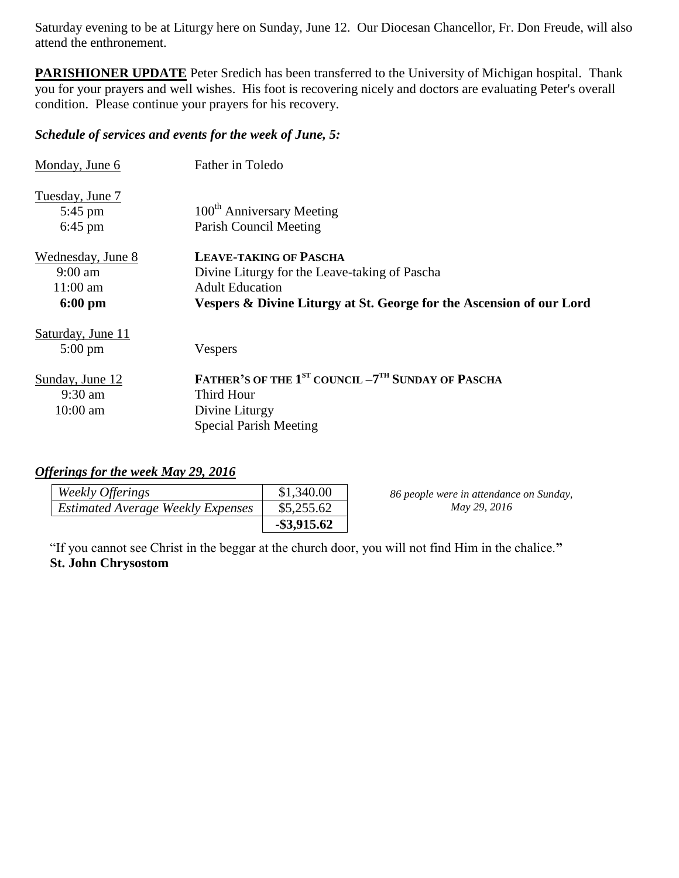Saturday evening to be at Liturgy here on Sunday, June 12. Our Diocesan Chancellor, Fr. Don Freude, will also attend the enthronement.

**PARISHIONER UPDATE** Peter Sredich has been transferred to the University of Michigan hospital. Thank you for your prayers and well wishes. His foot is recovering nicely and doctors are evaluating Peter's overall condition. Please continue your prayers for his recovery.

***Schedule of services and events for the week of June, 5:***

Monday, June 6 — Father in Toledo

Tuesday, June 7
- 5:45 pm — 100th Anniversary Meeting
- 6:45 pm — Parish Council Meeting

Wednesday, June 8 — **LEAVE-TAKING OF PASCHA**
- 9:00 am — Divine Liturgy for the Leave-taking of Pascha
- 11:00 am — Adult Education
- **6:00 pm — Vespers & Divine Liturgy at St. George for the Ascension of our Lord**

Saturday, June 11
- 5:00 pm — Vespers

Sunday, June 12 — **FATHER'S OF THE 1ST COUNCIL –7TH SUNDAY OF PASCHA**
- 9:30 am — Third Hour
- 10:00 am — Divine Liturgy
- Special Parish Meeting

***Offerings for the week May 29, 2016***

| | |
|---|---|
| *Weekly Offerings* | $1,340.00 |
| *Estimated Average Weekly Expenses* | $5,255.62 |
| | **-$3,915.62** |

*86 people were in attendance on Sunday, May 29, 2016*

"If you cannot see Christ in the beggar at the church door, you will not find Him in the chalice."
**St. John Chrysostom**